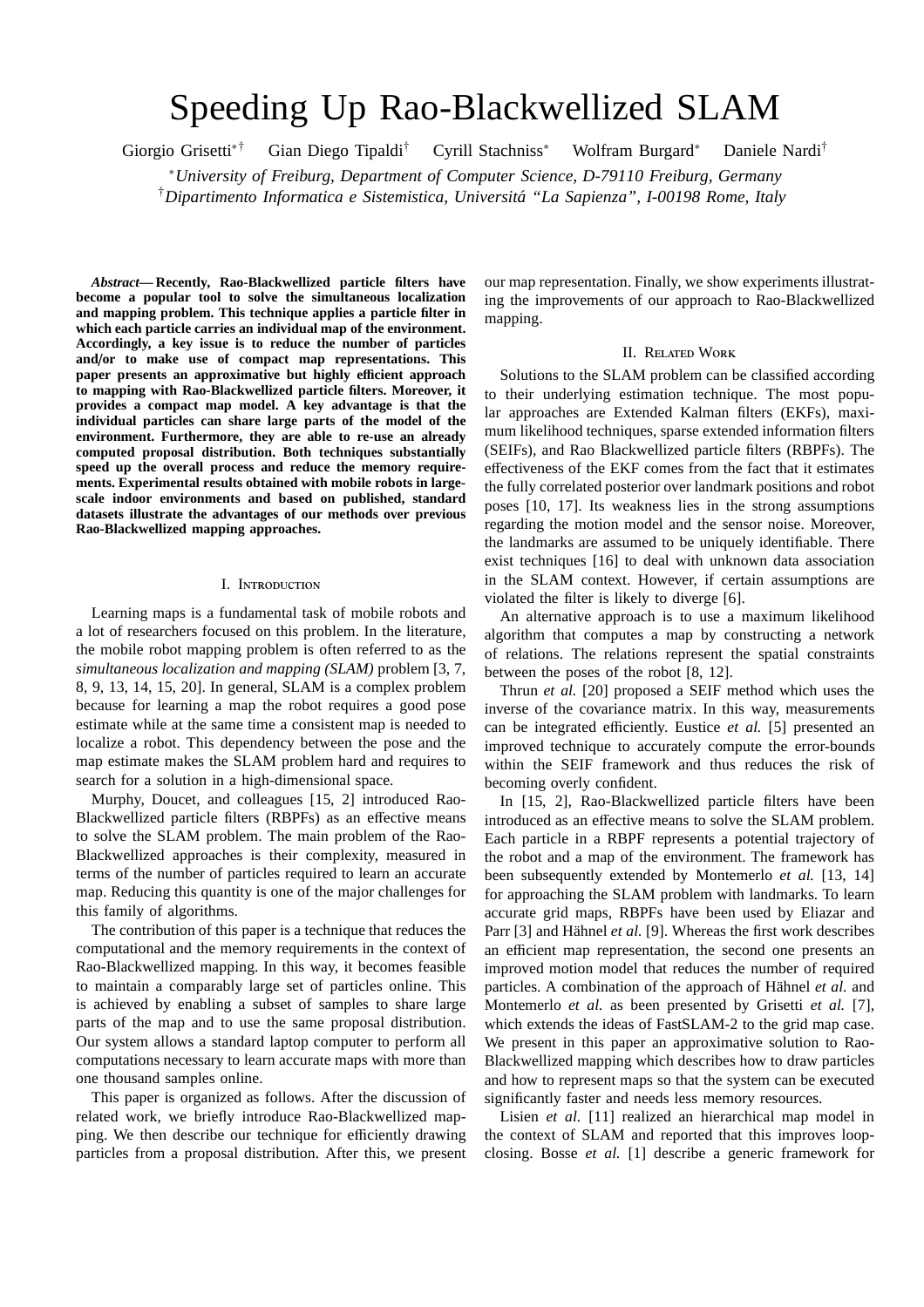# Speeding Up Rao-Blackwellized SLAM

Giorgio Grisetti[∗†] Gian Diego Tipaldi[†] Cyrill Stachniss[∗] Wolfram Burgard[∗] Daniele Nardi[†]

[∗]*University of Freiburg, Department of Computer Science, D-79110 Freiburg, Germany*

[†]*Dipartimento Informatica e Sistemistica, Universitá "La Sapienza", I-00198 Rome, Italy*

***Abstract*— Recently, Rao-Blackwellized particle filters have become a popular tool to solve the simultaneous localization and mapping problem. This technique applies a particle filter in which each particle carries an individual map of the environment. Accordingly, a key issue is to reduce the number of particles and/or to make use of compact map representations. This paper presents an approximative but highly efficient approach to mapping with Rao-Blackwellized particle filters. Moreover, it provides a compact map model. A key advantage is that the individual particles can share large parts of the model of the environment. Furthermore, they are able to re-use an already computed proposal distribution. Both techniques substantially speed up the overall process and reduce the memory requirements. Experimental results obtained with mobile robots in large-scale indoor environments and based on published, standard datasets illustrate the advantages of our methods over previous Rao-Blackwellized mapping approaches.**

## I. Introduction

Learning maps is a fundamental task of mobile robots and a lot of researchers focused on this problem. In the literature, the mobile robot mapping problem is often referred to as the *simultaneous localization and mapping (SLAM)* problem [3, 7, 8, 9, 13, 14, 15, 20]. In general, SLAM is a complex problem because for learning a map the robot requires a good pose estimate while at the same time a consistent map is needed to localize a robot. This dependency between the pose and the map estimate makes the SLAM problem hard and requires to search for a solution in a high-dimensional space.

Murphy, Doucet, and colleagues [15, 2] introduced Rao-Blackwellized particle filters (RBPFs) as an effective means to solve the SLAM problem. The main problem of the Rao-Blackwellized approaches is their complexity, measured in terms of the number of particles required to learn an accurate map. Reducing this quantity is one of the major challenges for this family of algorithms.

The contribution of this paper is a technique that reduces the computational and the memory requirements in the context of Rao-Blackwellized mapping. In this way, it becomes feasible to maintain a comparably large set of particles online. This is achieved by enabling a subset of samples to share large parts of the map and to use the same proposal distribution. Our system allows a standard laptop computer to perform all computations necessary to learn accurate maps with more than one thousand samples online.

This paper is organized as follows. After the discussion of related work, we briefly introduce Rao-Blackwellized mapping. We then describe our technique for efficiently drawing particles from a proposal distribution. After this, we present our map representation. Finally, we show experiments illustrating the improvements of our approach to Rao-Blackwellized mapping.

## II. Related Work

Solutions to the SLAM problem can be classified according to their underlying estimation technique. The most popular approaches are Extended Kalman filters (EKFs), maximum likelihood techniques, sparse extended information filters (SEIFs), and Rao Blackwellized particle filters (RBPFs). The effectiveness of the EKF comes from the fact that it estimates the fully correlated posterior over landmark positions and robot poses [10, 17]. Its weakness lies in the strong assumptions regarding the motion model and the sensor noise. Moreover, the landmarks are assumed to be uniquely identifiable. There exist techniques [16] to deal with unknown data association in the SLAM context. However, if certain assumptions are violated the filter is likely to diverge [6].

An alternative approach is to use a maximum likelihood algorithm that computes a map by constructing a network of relations. The relations represent the spatial constraints between the poses of the robot [8, 12].

Thrun *et al.* [20] proposed a SEIF method which uses the inverse of the covariance matrix. In this way, measurements can be integrated efficiently. Eustice *et al.* [5] presented an improved technique to accurately compute the error-bounds within the SEIF framework and thus reduces the risk of becoming overly confident.

In [15, 2], Rao-Blackwellized particle filters have been introduced as an effective means to solve the SLAM problem. Each particle in a RBPF represents a potential trajectory of the robot and a map of the environment. The framework has been subsequently extended by Montemerlo *et al.* [13, 14] for approaching the SLAM problem with landmarks. To learn accurate grid maps, RBPFs have been used by Eliazar and Parr [3] and Hähnel *et al.* [9]. Whereas the first work describes an efficient map representation, the second one presents an improved motion model that reduces the number of required particles. A combination of the approach of Hähnel *et al.* and Montemerlo *et al.* as been presented by Grisetti *et al.* [7], which extends the ideas of FastSLAM-2 to the grid map case. We present in this paper an approximative solution to Rao-Blackwellized mapping which describes how to draw particles and how to represent maps so that the system can be executed significantly faster and needs less memory resources.

Lisien *et al.* [11] realized an hierarchical map model in the context of SLAM and reported that this improves loop-closing. Bosse *et al.* [1] describe a generic framework for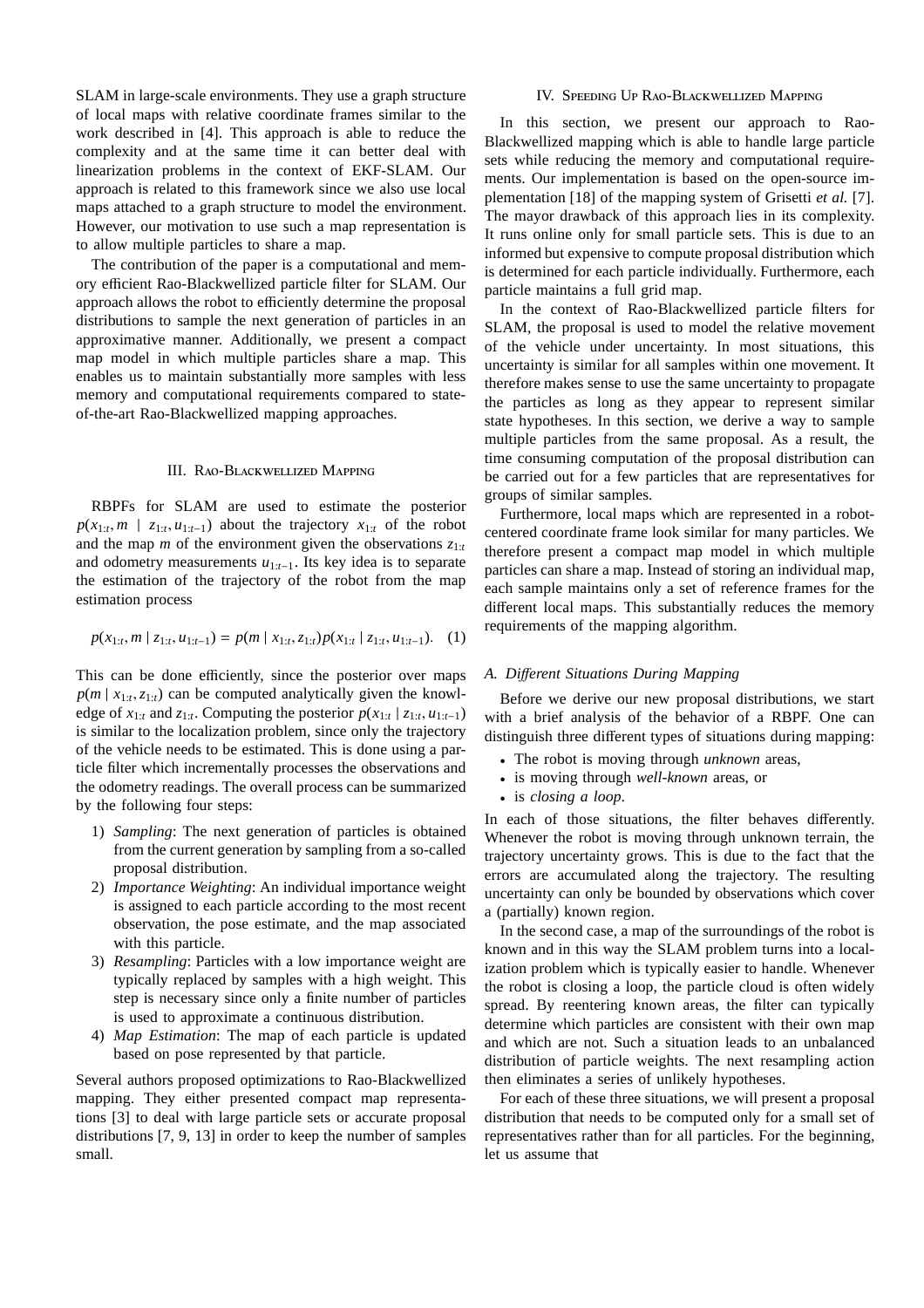SLAM in large-scale environments. They use a graph structure of local maps with relative coordinate frames similar to the work described in [4]. This approach is able to reduce the complexity and at the same time it can better deal with linearization problems in the context of EKF-SLAM. Our approach is related to this framework since we also use local maps attached to a graph structure to model the environment. However, our motivation to use such a map representation is to allow multiple particles to share a map.

The contribution of the paper is a computational and memory efficient Rao-Blackwellized particle filter for SLAM. Our approach allows the robot to efficiently determine the proposal distributions to sample the next generation of particles in an approximative manner. Additionally, we present a compact map model in which multiple particles share a map. This enables us to maintain substantially more samples with less memory and computational requirements compared to state-of-the-art Rao-Blackwellized mapping approaches.

## III. Rao-Blackwellized Mapping

RBPFs for SLAM are used to estimate the posterior $p(x_{1:t}, m \mid z_{1:t}, u_{1:t-1})$ about the trajectory $x_{1:t}$ of the robot and the map $m$ of the environment given the observations $z_{1:t}$ and odometry measurements $u_{1:t-1}$. Its key idea is to separate the estimation of the trajectory of the robot from the map estimation process

$$p(x_{1:t}, m \mid z_{1:t}, u_{1:t-1}) = p(m \mid x_{1:t}, z_{1:t}) p(x_{1:t} \mid z_{1:t}, u_{1:t-1}). \quad (1)$$

This can be done efficiently, since the posterior over maps $p(m \mid x_{1:t}, z_{1:t})$ can be computed analytically given the knowledge of $x_{1:t}$ and $z_{1:t}$. Computing the posterior $p(x_{1:t} \mid z_{1:t}, u_{1:t-1})$ is similar to the localization problem, since only the trajectory of the vehicle needs to be estimated. This is done using a particle filter which incrementally processes the observations and the odometry readings. The overall process can be summarized by the following four steps:

1) *Sampling*: The next generation of particles is obtained from the current generation by sampling from a so-called proposal distribution.
2) *Importance Weighting*: An individual importance weight is assigned to each particle according to the most recent observation, the pose estimate, and the map associated with this particle.
3) *Resampling*: Particles with a low importance weight are typically replaced by samples with a high weight. This step is necessary since only a finite number of particles is used to approximate a continuous distribution.
4) *Map Estimation*: The map of each particle is updated based on pose represented by that particle.

Several authors proposed optimizations to Rao-Blackwellized mapping. They either presented compact map representations [3] to deal with large particle sets or accurate proposal distributions [7, 9, 13] in order to keep the number of samples small.

## IV. Speeding Up Rao-Blackwellized Mapping

In this section, we present our approach to Rao-Blackwellized mapping which is able to handle large particle sets while reducing the memory and computational requirements. Our implementation is based on the open-source implementation [18] of the mapping system of Grisetti *et al.* [7]. The mayor drawback of this approach lies in its complexity. It runs online only for small particle sets. This is due to an informed but expensive to compute proposal distribution which is determined for each particle individually. Furthermore, each particle maintains a full grid map.

In the context of Rao-Blackwellized particle filters for SLAM, the proposal is used to model the relative movement of the vehicle under uncertainty. In most situations, this uncertainty is similar for all samples within one movement. It therefore makes sense to use the same uncertainty to propagate the particles as long as they appear to represent similar state hypotheses. In this section, we derive a way to sample multiple particles from the same proposal. As a result, the time consuming computation of the proposal distribution can be carried out for a few particles that are representatives for groups of similar samples.

Furthermore, local maps which are represented in a robot-centered coordinate frame look similar for many particles. We therefore present a compact map model in which multiple particles can share a map. Instead of storing an individual map, each sample maintains only a set of reference frames for the different local maps. This substantially reduces the memory requirements of the mapping algorithm.

### A. Different Situations During Mapping

Before we derive our new proposal distributions, we start with a brief analysis of the behavior of a RBPF. One can distinguish three different types of situations during mapping:

- The robot is moving through *unknown* areas,
- is moving through *well-known* areas, or
- is *closing a loop*.

In each of those situations, the filter behaves differently. Whenever the robot is moving through unknown terrain, the trajectory uncertainty grows. This is due to the fact that the errors are accumulated along the trajectory. The resulting uncertainty can only be bounded by observations which cover a (partially) known region.

In the second case, a map of the surroundings of the robot is known and in this way the SLAM problem turns into a localization problem which is typically easier to handle. Whenever the robot is closing a loop, the particle cloud is often widely spread. By reentering known areas, the filter can typically determine which particles are consistent with their own map and which are not. Such a situation leads to an unbalanced distribution of particle weights. The next resampling action then eliminates a series of unlikely hypotheses.

For each of these three situations, we will present a proposal distribution that needs to be computed only for a small set of representatives rather than for all particles. For the beginning, let us assume that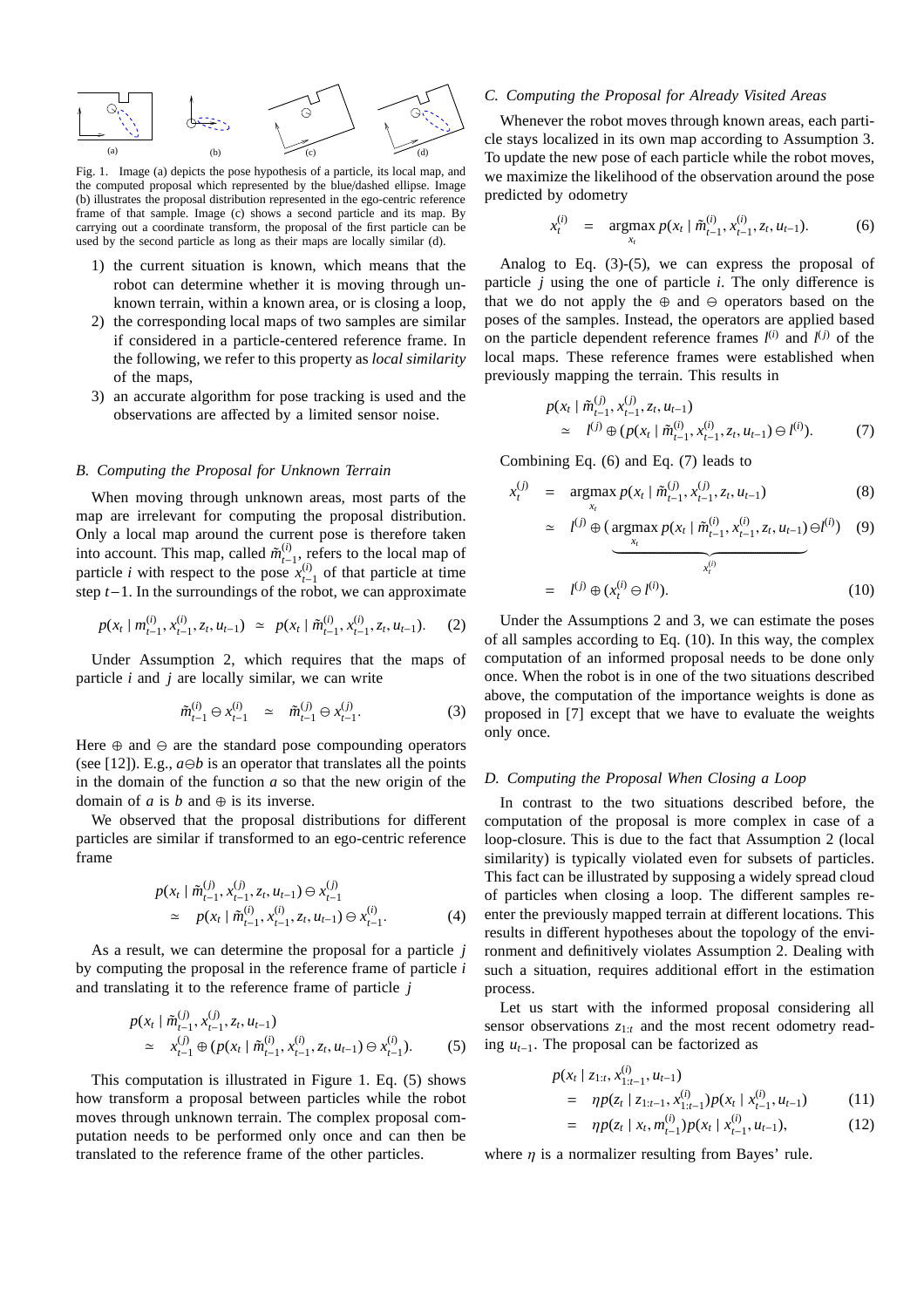Fig. 1. Image (a) depicts the pose hypothesis of a particle, its local map, and the computed proposal which represented by the blue/dashed ellipse. Image (b) illustrates the proposal distribution represented in the ego-centric reference frame of that sample. Image (c) shows a second particle and its map. By carrying out a coordinate transform, the proposal of the first particle can be used by the second particle as long as their maps are locally similar (d).

1) the current situation is known, which means that the robot can determine whether it is moving through unknown terrain, within a known area, or is closing a loop,
2) the corresponding local maps of two samples are similar if considered in a particle-centered reference frame. In the following, we refer to this property as *local similarity* of the maps,
3) an accurate algorithm for pose tracking is used and the observations are affected by a limited sensor noise.

### B. Computing the Proposal for Unknown Terrain

When moving through unknown areas, most parts of the map are irrelevant for computing the proposal distribution. Only a local map around the current pose is therefore taken into account. This map, called $\tilde{m}^{(i)}_{t-1}$, refers to the local map of particle $i$ with respect to the pose $x^{(i)}_{t-1}$ of that particle at time step $t-1$. In the surroundings of the robot, we can approximate

$$p(x_t \mid m^{(i)}_{t-1}, x^{(i)}_{t-1}, z_t, u_{t-1}) \;\simeq\; p(x_t \mid \tilde{m}^{(i)}_{t-1}, x^{(i)}_{t-1}, z_t, u_{t-1}). \qquad (2)$$

Under Assumption 2, which requires that the maps of particle $i$ and $j$ are locally similar, we can write

$$\tilde{m}^{(i)}_{t-1} \ominus x^{(i)}_{t-1} \quad \simeq \quad \tilde{m}^{(j)}_{t-1} \ominus x^{(j)}_{t-1}. \qquad (3)$$

Here $\oplus$ and $\ominus$ are the standard pose compounding operators (see [12]). E.g., $a \ominus b$ is an operator that translates all the points in the domain of the function $a$ so that the new origin of the domain of $a$ is $b$ and $\oplus$ is its inverse.

We observed that the proposal distributions for different particles are similar if transformed to an ego-centric reference frame

$$\begin{aligned} p(x_t \mid \tilde{m}^{(j)}_{t-1}, x^{(j)}_{t-1}, z_t, u_{t-1}) \ominus x^{(j)}_{t-1} \\ \simeq \quad p(x_t \mid \tilde{m}^{(i)}_{t-1}, x^{(i)}_{t-1}, z_t, u_{t-1}) \ominus x^{(i)}_{t-1}. \end{aligned} \qquad (4)$$

As a result, we can determine the proposal for a particle $j$ by computing the proposal in the reference frame of particle $i$ and translating it to the reference frame of particle $j$

$$\begin{aligned} & p(x_t \mid \tilde{m}^{(j)}_{t-1}, x^{(j)}_{t-1}, z_t, u_{t-1}) \\ & \simeq \quad x^{(j)}_{t-1} \oplus (p(x_t \mid \tilde{m}^{(i)}_{t-1}, x^{(i)}_{t-1}, z_t, u_{t-1}) \ominus x^{(i)}_{t-1}). \end{aligned} \qquad (5)$$

This computation is illustrated in Figure 1. Eq. (5) shows how transform a proposal between particles while the robot moves through unknown terrain. The complex proposal computation needs to be performed only once and can then be translated to the reference frame of the other particles.

### C. Computing the Proposal for Already Visited Areas

Whenever the robot moves through known areas, each particle stays localized in its own map according to Assumption 3. To update the new pose of each particle while the robot moves, we maximize the likelihood of the observation around the pose predicted by odometry

$$x^{(i)}_t \quad = \quad \operatorname*{argmax}_{x_t} p(x_t \mid \tilde{m}^{(i)}_{t-1}, x^{(i)}_{t-1}, z_t, u_{t-1}). \qquad (6)$$

Analog to Eq. (3)-(5), we can express the proposal of particle $j$ using the one of particle $i$. The only difference is that we do not apply the $\oplus$ and $\ominus$ operators based on the poses of the samples. Instead, the operators are applied based on the particle dependent reference frames $l^{(i)}$ and $l^{(j)}$ of the local maps. These reference frames were established when previously mapping the terrain. This results in

$$\begin{aligned} & p(x_t \mid \tilde{m}^{(j)}_{t-1}, x^{(j)}_{t-1}, z_t, u_{t-1}) \\ & \quad \simeq \quad l^{(j)} \oplus (p(x_t \mid \tilde{m}^{(i)}_{t-1}, x^{(i)}_{t-1}, z_t, u_{t-1}) \ominus l^{(i)}). \end{aligned} \qquad (7)$$

Combining Eq. (6) and Eq. (7) leads to

$$\begin{aligned} x^{(j)}_t \quad &= \quad \operatorname*{argmax}_{x_t} p(x_t \mid \tilde{m}^{(j)}_{t-1}, x^{(j)}_{t-1}, z_t, u_{t-1}) && (8) \\ &\simeq \quad l^{(j)} \oplus \underbrace{(\operatorname*{argmax}_{x_t} p(x_t \mid \tilde{m}^{(i)}_{t-1}, x^{(i)}_{t-1}, z_t, u_{t-1})}_{x^{(i)}_t} \ominus l^{(i)}) && (9) \\ &= \quad l^{(j)} \oplus (x^{(i)}_t \ominus l^{(i)}). && (10) \end{aligned}$$

Under the Assumptions 2 and 3, we can estimate the poses of all samples according to Eq. (10). In this way, the complex computation of an informed proposal needs to be done only once. When the robot is in one of the two situations described above, the computation of the importance weights is done as proposed in [7] except that we have to evaluate the weights only once.

### D. Computing the Proposal When Closing a Loop

In contrast to the two situations described before, the computation of the proposal is more complex in case of a loop-closure. This is due to the fact that Assumption 2 (local similarity) is typically violated even for subsets of particles. This fact can be illustrated by supposing a widely spread cloud of particles when closing a loop. The different samples reenter the previously mapped terrain at different locations. This results in different hypotheses about the topology of the environment and definitively violates Assumption 2. Dealing with such a situation, requires additional effort in the estimation process.

Let us start with the informed proposal considering all sensor observations $z_{1:t}$ and the most recent odometry reading $u_{t-1}$. The proposal can be factorized as

$$\begin{aligned} & p(x_t \mid z_{1:t}, x^{(i)}_{1:t-1}, u_{t-1}) \\ & \quad = \quad \eta p(z_t \mid z_{1:t-1}, x^{(i)}_{1:t-1}) p(x_t \mid x^{(i)}_{t-1}, u_{t-1}) && (11) \\ & \quad = \quad \eta p(z_t \mid x_t, m^{(i)}_{t-1}) p(x_t \mid x^{(i)}_{t-1}, u_{t-1}), && (12) \end{aligned}$$

where $\eta$ is a normalizer resulting from Bayes' rule.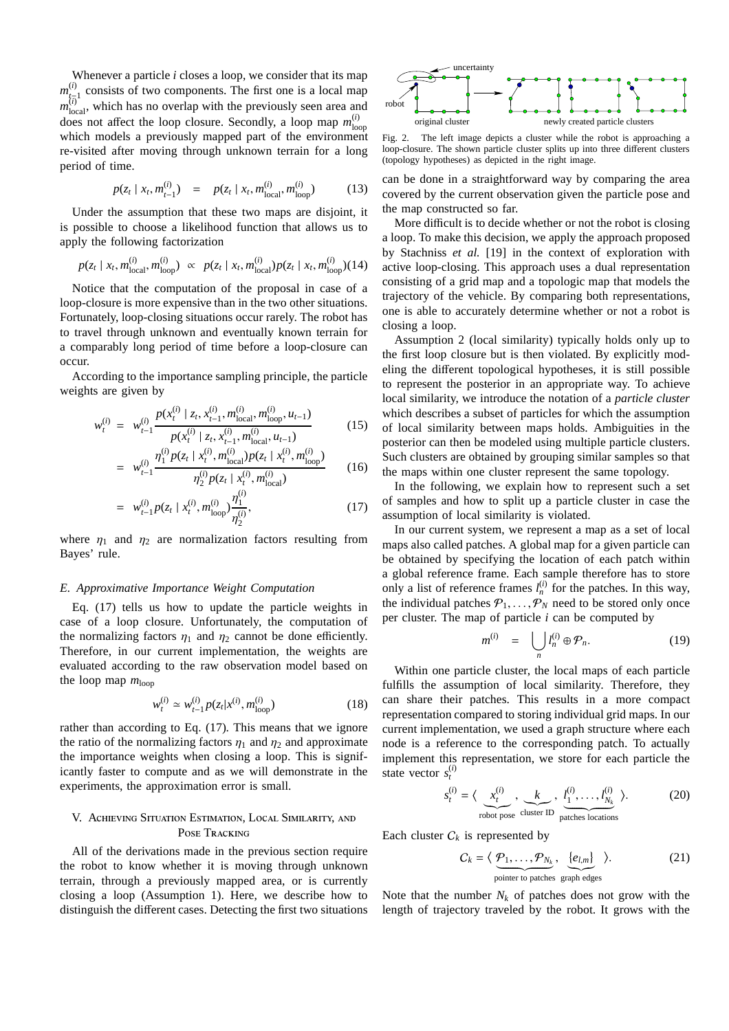Whenever a particle $i$ closes a loop, we consider that its map $m_{t-1}^{(i)}$ consists of two components. The first one is a local map $m_{\text{local}}^{(i)}$, which has no overlap with the previously seen area and does not affect the loop closure. Secondly, a loop map $m_{\text{loop}}^{(i)}$ which models a previously mapped part of the environment re-visited after moving through unknown terrain for a long period of time.

$$p(z_t \mid x_t, m_{t-1}^{(i)}) \quad = \quad p(z_t \mid x_t, m_{\text{local}}^{(i)}, m_{\text{loop}}^{(i)}) \tag{13}$$

Under the assumption that these two maps are disjoint, it is possible to choose a likelihood function that allows us to apply the following factorization

$$p(z_t \mid x_t, m_{\text{local}}^{(i)}, m_{\text{loop}}^{(i)}) \propto p(z_t \mid x_t, m_{\text{local}}^{(i)}) p(z_t \mid x_t, m_{\text{loop}}^{(i)}) \tag{14}$$

Notice that the computation of the proposal in case of a loop-closure is more expensive than in the two other situations. Fortunately, loop-closing situations occur rarely. The robot has to travel through unknown and eventually known terrain for a comparably long period of time before a loop-closure can occur.

According to the importance sampling principle, the particle weights are given by

$$\begin{aligned} w_t^{(i)} &= w_{t-1}^{(i)} \frac{p(x_t^{(i)} \mid z_t, x_{t-1}^{(i)}, m_{\text{local}}^{(i)}, m_{\text{loop}}^{(i)}, u_{t-1})}{p(x_t^{(i)} \mid z_t, x_{t-1}^{(i)}, m_{\text{local}}^{(i)}, u_{t-1})} && (15) \\ &= w_{t-1}^{(i)} \frac{\eta_1^{(i)} p(z_t \mid x_t^{(i)}, m_{\text{local}}^{(i)}) p(z_t \mid x_t^{(i)}, m_{\text{loop}}^{(i)})}{\eta_2^{(i)} p(z_t \mid x_t^{(i)}, m_{\text{local}}^{(i)})} && (16) \\ &= w_{t-1}^{(i)} p(z_t \mid x_t^{(i)}, m_{\text{loop}}^{(i)}) \frac{\eta_1^{(i)}}{\eta_2^{(i)}}, && (17) \end{aligned}$$

where $\eta_1$ and $\eta_2$ are normalization factors resulting from Bayes' rule.

### *E. Approximative Importance Weight Computation*

Eq. (17) tells us how to update the particle weights in case of a loop closure. Unfortunately, the computation of the normalizing factors $\eta_1$ and $\eta_2$ cannot be done efficiently. Therefore, in our current implementation, the weights are evaluated according to the raw observation model based on the loop map $m_{\text{loop}}$

$$w_t^{(i)} \simeq w_{t-1}^{(i)} p(z_t | x^{(i)}, m_{\text{loop}}^{(i)}) \tag{18}$$

rather than according to Eq. (17). This means that we ignore the ratio of the normalizing factors $\eta_1$ and $\eta_2$ and approximate the importance weights when closing a loop. This is significantly faster to compute and as we will demonstrate in the experiments, the approximation error is small.

## V. Achieving Situation Estimation, Local Similarity, and Pose Tracking

All of the derivations made in the previous section require the robot to know whether it is moving through unknown terrain, through a previously mapped area, or is currently closing a loop (Assumption 1). Here, we describe how to distinguish the different cases. Detecting the first two situations can be done in a straightforward way by comparing the area covered by the current observation given the particle pose and the map constructed so far.

Fig. 2. The left image depicts a cluster while the robot is approaching a loop-closure. The shown particle cluster splits up into three different clusters (topology hypotheses) as depicted in the right image.

More difficult is to decide whether or not the robot is closing a loop. To make this decision, we apply the approach proposed by Stachniss *et al.* [19] in the context of exploration with active loop-closing. This approach uses a dual representation consisting of a grid map and a topologic map that models the trajectory of the vehicle. By comparing both representations, one is able to accurately determine whether or not a robot is closing a loop.

Assumption 2 (local similarity) typically holds only up to the first loop closure but is then violated. By explicitly modeling the different topological hypotheses, it is still possible to represent the posterior in an appropriate way. To achieve local similarity, we introduce the notation of a *particle cluster* which describes a subset of particles for which the assumption of local similarity between maps holds. Ambiguities in the posterior can then be modeled using multiple particle clusters. Such clusters are obtained by grouping similar samples so that the maps within one cluster represent the same topology.

In the following, we explain how to represent such a set of samples and how to split up a particle cluster in case the assumption of local similarity is violated.

In our current system, we represent a map as a set of local maps also called patches. A global map for a given particle can be obtained by specifying the location of each patch within a global reference frame. Each sample therefore has to store only a list of reference frames $l_n^{(i)}$ for the patches. In this way, the individual patches $\mathcal{P}_1, \ldots, \mathcal{P}_N$ need to be stored only once per cluster. The map of particle $i$ can be computed by

$$m^{(i)} \quad = \quad \bigcup_n l_n^{(i)} \oplus \mathcal{P}_n. \tag{19}$$

Within one particle cluster, the local maps of each particle fulfills the assumption of local similarity. Therefore, they can share their patches. This results in a more compact representation compared to storing individual grid maps. In our current implementation, we used a graph structure where each node is a reference to the corresponding patch. To actually implement this representation, we store for each particle the state vector $s_t^{(i)}$

$$s_t^{(i)} = \langle \underbrace{x_t^{(i)}}_{\text{robot pose}}, \underbrace{k}_{\text{cluster ID}}, \underbrace{l_1^{(i)}, \ldots, l_{N_k}^{(i)}}_{\text{patches locations}} \rangle. \tag{20}$$

Each cluster $C_k$ is represented by

$$C_k = \langle \underbrace{\mathcal{P}_1, \ldots, \mathcal{P}_{N_k}}_{\text{pointer to patches}}, \underbrace{\{e_{l,m}\}}_{\text{graph edges}} \rangle. \tag{21}$$

Note that the number $N_k$ of patches does not grow with the length of trajectory traveled by the robot. It grows with the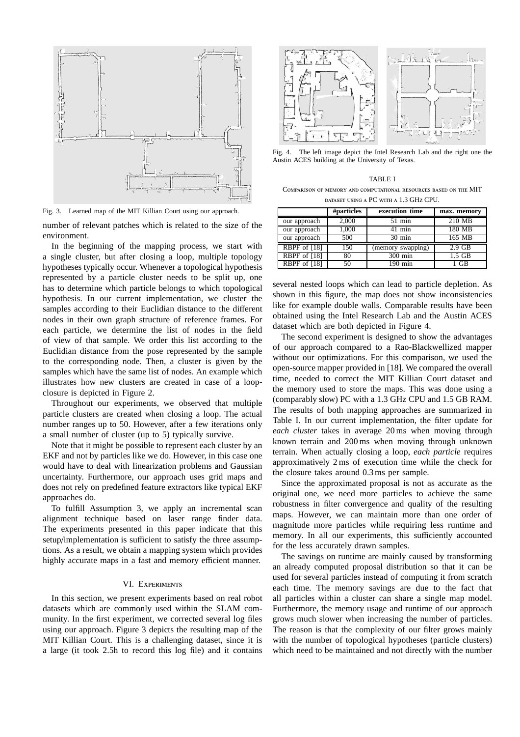Fig. 3. Learned map of the MIT Killian Court using our approach.

number of relevant patches which is related to the size of the environment.

In the beginning of the mapping process, we start with a single cluster, but after closing a loop, multiple topology hypotheses typically occur. Whenever a topological hypothesis represented by a particle cluster needs to be split up, one has to determine which particle belongs to which topological hypothesis. In our current implementation, we cluster the samples according to their Euclidian distance to the different nodes in their own graph structure of reference frames. For each particle, we determine the list of nodes in the field of view of that sample. We order this list according to the Euclidian distance from the pose represented by the sample to the corresponding node. Then, a cluster is given by the samples which have the same list of nodes. An example which illustrates how new clusters are created in case of a loop-closure is depicted in Figure 2.

Throughout our experiments, we observed that multiple particle clusters are created when closing a loop. The actual number ranges up to 50. However, after a few iterations only a small number of cluster (up to 5) typically survive.

Note that it might be possible to represent each cluster by an EKF and not by particles like we do. However, in this case one would have to deal with linearization problems and Gaussian uncertainty. Furthermore, our approach uses grid maps and does not rely on predefined feature extractors like typical EKF approaches do.

To fulfill Assumption 3, we apply an incremental scan alignment technique based on laser range finder data. The experiments presented in this paper indicate that this setup/implementation is sufficient to satisfy the three assumptions. As a result, we obtain a mapping system which provides highly accurate maps in a fast and memory efficient manner.

## VI. Experiments

In this section, we present experiments based on real robot datasets which are commonly used within the SLAM community. In the first experiment, we corrected several log files using our approach. Figure 3 depicts the resulting map of the MIT Killian Court. This is a challenging dataset, since it is a large (it took 2.5h to record this log file) and it contains several nested loops which can lead to particle depletion. As shown in this figure, the map does not show inconsistencies like for example double walls. Comparable results have been obtained using the Intel Research Lab and the Austin ACES dataset which are both depicted in Figure 4.

Fig. 4. The left image depict the Intel Research Lab and the right one the Austin ACES building at the University of Texas.

TABLE I

Comparison of memory and computational resources based on the MIT dataset using a PC with a 1.3 GHz CPU.

| | **#particles** | **execution time** | **max. memory** |
|---|---|---|---|
| our approach | 2,000 | 51 min | 210 MB |
| our approach | 1,000 | 41 min | 180 MB |
| our approach | 500 | 30 min | 165 MB |
| RBPF of [18] | 150 | (memory swapping) | 2.9 GB |
| RBPF of [18] | 80 | 300 min | 1.5 GB |
| RBPF of [18] | 50 | 190 min | 1 GB |

The second experiment is designed to show the advantages of our approach compared to a Rao-Blackwellized mapper without our optimizations. For this comparison, we used the open-source mapper provided in [18]. We compared the overall time, needed to correct the MIT Killian Court dataset and the memory used to store the maps. This was done using a (comparably slow) PC with a 1.3 GHz CPU and 1.5 GB RAM. The results of both mapping approaches are summarized in Table I. In our current implementation, the filter update for *each cluster* takes in average 20 ms when moving through known terrain and 200 ms when moving through unknown terrain. When actually closing a loop, *each particle* requires approximatively 2 ms of execution time while the check for the closure takes around 0.3 ms per sample.

Since the approximated proposal is not as accurate as the original one, we need more particles to achieve the same robustness in filter convergence and quality of the resulting maps. However, we can maintain more than one order of magnitude more particles while requiring less runtime and memory. In all our experiments, this sufficiently accounted for the less accurately drawn samples.

The savings on runtime are mainly caused by transforming an already computed proposal distribution so that it can be used for several particles instead of computing it from scratch each time. The memory savings are due to the fact that all particles within a cluster can share a single map model. Furthermore, the memory usage and runtime of our approach grows much slower when increasing the number of particles. The reason is that the complexity of our filter grows mainly with the number of topological hypotheses (particle clusters) which need to be maintained and not directly with the number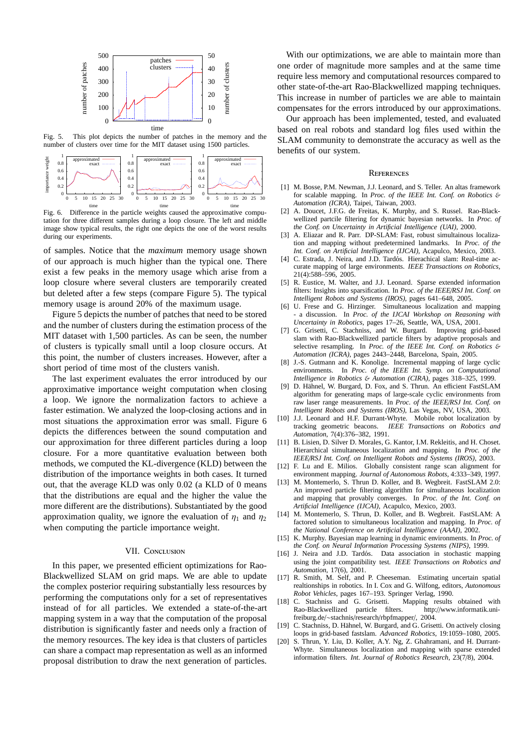500
400
300
200
100
0

number of patches

patches
clusters

50
40
30
20
10
0

number of clusters

time

Fig. 5. This plot depicts the number of patches in the memory and the number of clusters over time for the MIT dataset using 1500 particles.

importance weight

1
0.8
0.6
0.4
0.2
0

approximated
exact

0 5 10 15 20 25 30

time

Fig. 6. Difference in the particle weights caused the approximative computation for three different samples during a loop closure. The left and middle image show typical results, the right one depicts the one of the worst results during our experiments.

of samples. Notice that the *maximum* memory usage shown of our approach is much higher than the typical one. There exist a few peaks in the memory usage which arise from a loop closure where several clusters are temporarily created but deleted after a few steps (compare Figure 5). The typical memory usage is around 20% of the maximum usage.

Figure 5 depicts the number of patches that need to be stored and the number of clusters during the estimation process of the MIT dataset with 1,500 particles. As can be seen, the number of clusters is typically small until a loop closure occurs. At this point, the number of clusters increases. However, after a short period of time most of the clusters vanish.

The last experiment evaluates the error introduced by our approximative importance weight computation when closing a loop. We ignore the normalization factors to achieve a faster estimation. We analyzed the loop-closing actions and in most situations the approximation error was small. Figure 6 depicts the differences between the sound computation and our approximation for three different particles during a loop closure. For a more quantitative evaluation between both methods, we computed the KL-divergence (KLD) between the distribution of the importance weights in both cases. It turned out, that the average KLD was only 0.02 (a KLD of 0 means that the distributions are equal and the higher the value the more different are the distributions). Substantiated by the good approximation quality, we ignore the evaluation of $\eta_1$ and $\eta_2$ when computing the particle importance weight.

## VII. Conclusion

In this paper, we presented efficient optimizations for Rao-Blackwellized SLAM on grid maps. We are able to update the complex posterior requiring substantially less resources by performing the computations only for a set of representatives instead of for all particles. We extended a state-of-the-art mapping system in a way that the computation of the proposal distribution is significantly faster and needs only a fraction of the memory resources. The key idea is that clusters of particles can share a compact map representation as well as an informed proposal distribution to draw the next generation of particles.

With our optimizations, we are able to maintain more than one order of magnitude more samples and at the same time require less memory and computational resources compared to other state-of-the-art Rao-Blackwellized mapping techniques. This increase in number of particles we are able to maintain compensates for the errors introduced by our approximations.

Our approach has been implemented, tested, and evaluated based on real robots and standard log files used within the SLAM community to demonstrate the accuracy as well as the benefits of our system.

## References

[1] M. Bosse, P.M. Newman, J.J. Leonard, and S. Teller. An altas framework for scalable mapping. In *Proc. of the IEEE Int. Conf. on Robotics & Automation (ICRA)*, Taipei, Taiwan, 2003.

[2] A. Doucet, J.F.G. de Freitas, K. Murphy, and S. Russel. Rao-Blackwellized partcile filtering for dynamic bayesian networks. In *Proc. of the Conf. on Uncertainty in Artificial Intelligence (UAI)*, 2000.

[3] A. Eliazar and R. Parr. DP-SLAM: Fast, robust simultainous localization and mapping without predetermined landmarks. In *Proc. of the Int. Conf. on Artificial Intelligence (IJCAI)*, Acapulco, Mexico, 2003.

[4] C. Estrada, J. Neira, and J.D. Tardós. Hierachical slam: Real-time accurate mapping of large environments. *IEEE Transactions on Robotics*, 21(4):588–596, 2005.

[5] R. Eustice, M. Walter, and J.J. Leonard. Sparse extended information filters: Insights into sparsification. In *Proc. of the IEEE/RSJ Int. Conf. on Intelligent Robots and Systems (IROS)*, pages 641–648, 2005.

[6] U. Frese and G. Hirzinger. Simultaneous localization and mapping - a discussion. In *Proc. of the IJCAI Workshop on Reasoning with Uncertainty in Robotics*, pages 17–26, Seattle, WA, USA, 2001.

[7] G. Grisetti, C. Stachniss, and W. Burgard. Improving grid-based slam with Rao-Blackwellized particle filters by adaptive proposals and selective resampling. In *Proc. of the IEEE Int. Conf. on Robotics & Automation (ICRA)*, pages 2443–2448, Barcelona, Spain, 2005.

[8] J.-S. Gutmann and K. Konolige. Incremental mapping of large cyclic environments. In *Proc. of the IEEE Int. Symp. on Computational Intelligence in Robotics & Automation (CIRA)*, pages 318–325, 1999.

[9] D. Hähnel, W. Burgard, D. Fox, and S. Thrun. An efficient FastSLAM algorithm for generating maps of large-scale cyclic environments from raw laser range measurements. In *Proc. of the IEEE/RSJ Int. Conf. on Intelligent Robots and Systems (IROS)*, Las Vegas, NV, USA, 2003.

[10] J.J. Leonard and H.F. Durrant-Whyte. Mobile robot localization by tracking geometric beacons. *IEEE Transactions on Robotics and Automation*, 7(4):376–382, 1991.

[11] B. Lisien, D. Silver D. Morales, G. Kantor, I.M. Rekleitis, and H. Choset. Hierarchical simultaneous localization and mapping. In *Proc. of the IEEE/RSJ Int. Conf. on Intelligent Robots and Systems (IROS)*, 2003.

[12] F. Lu and E. Milios. Globally consistent range scan alignment for environment mapping. *Journal of Autonomous Robots*, 4:333–349, 1997.

[13] M. Montemerlo, S. Thrun D. Koller, and B. Wegbreit. FastSLAM 2.0: An improved particle filtering algorithm for simultaneous localization and mapping that provably converges. In *Proc. of the Int. Conf. on Artificial Intelligence (IJCAI)*, Acapulco, Mexico, 2003.

[14] M. Montemerlo, S. Thrun, D. Koller, and B. Wegbreit. FastSLAM: A factored solution to simultaneous localization and mapping. In *Proc. of the National Conference on Artificial Intelligence (AAAI)*, 2002.

[15] K. Murphy. Bayesian map learning in dynamic environments. In *Proc. of the Conf. on Neural Information Processing Systems (NIPS)*, 1999.

[16] J. Neira and J.D. Tardós. Data association in stochastic mapping using the joint compatibility test. *IEEE Transactions on Robotics and Automation*, 17(6), 2001.

[17] R. Smith, M. Self, and P. Cheeseman. Estimating uncertain spatial realtionships in robotics. In I. Cox and G. Wilfong, editors, *Autonomous Robot Vehicles*, pages 167–193. Springer Verlag, 1990.

[18] C. Stachniss and G. Grisetti. Mapping results obtained with Rao-Blackwellized particle filters. http://www.informatik.uni-freiburg.de/~stachnis/research/rbpfmapper/, 2004.

[19] C. Stachniss, D. Hähnel, W. Burgard, and G. Grisetti. On actively closing loops in grid-based fastslam. *Advanced Robotics*, 19:1059–1080, 2005.

[20] S. Thrun, Y. Liu, D. Koller, A.Y. Ng, Z. Ghahramani, and H. Durrant-Whyte. Simultaneous localization and mapping with sparse extended information filters. *Int. Journal of Robotics Research*, 23(7/8), 2004.